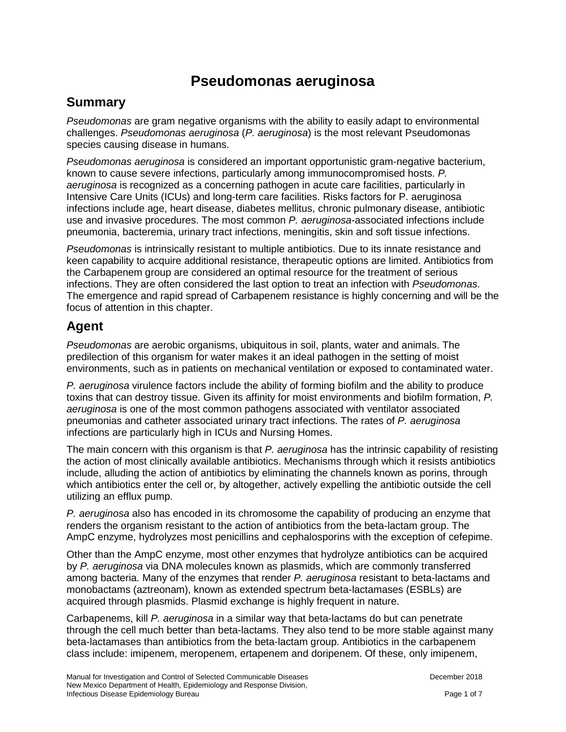# Pseudomonas aeruginosa

## Summary

*Pseudomonas* are gram negative organisms with the ability to easily adapt to environmental challenges. *Pseudomonas aeruginosa* (*P. aeruginosa*) is the most relevant Pseudomonas species causing disease in humans.

*Pseudomonas aeruginosa* is considered an important opportunistic gram-negative bacterium, known to cause severe infections, particularly among immunocompromised hosts. *P. aeruginosa* is recognized as a concerning pathogen in acute care facilities, particularly in Intensive Care Units (ICUs) and long-term care facilities. Risks factors for P. aeruginosa infections include age, heart disease, diabetes mellitus, chronic pulmonary disease, antibiotic use and invasive procedures. The most common *P. aeruginosa*-associated infections include pneumonia, bacteremia, urinary tract infections, meningitis, skin and soft tissue infections.

*Pseudomonas* is intrinsically resistant to multiple antibiotics. Due to its innate resistance and keen capability to acquire additional resistance, therapeutic options are limited. Antibiotics from the Carbapenem group are considered an optimal resource for the treatment of serious infections. They are often considered the last option to treat an infection with *Pseudomonas*. The emergence and rapid spread of Carbapenem resistance is highly concerning and will be the focus of attention in this chapter.

## Agent

*Pseudomonas* are aerobic organisms, ubiquitous in soil, plants, water and animals. The predilection of this organism for water makes it an ideal pathogen in the setting of moist environments, such as in patients on mechanical ventilation or exposed to contaminated water.

*P. aeruginosa* virulence factors include the ability of forming biofilm and the ability to produce toxins that can destroy tissue. Given its affinity for moist environments and biofilm formation, *P. aeruginosa* is one of the most common pathogens associated with ventilator associated pneumonias and catheter associated urinary tract infections. The rates of *P. aeruginosa* infections are particularly high in ICUs and Nursing Homes.

The main concern with this organism is that *P. aeruginosa* has the intrinsic capability of resisting the action of most clinically available antibiotics. Mechanisms through which it resists antibiotics include, alluding the action of antibiotics by eliminating the channels known as porins, through which antibiotics enter the cell or, by altogether, actively expelling the antibiotic outside the cell utilizing an efflux pump.

*P. aeruginosa* also has encoded in its chromosome the capability of producing an enzyme that renders the organism resistant to the action of antibiotics from the beta-lactam group. The AmpC enzyme, hydrolyzes most penicillins and cephalosporins with the exception of cefepime.

Other than the AmpC enzyme, most other enzymes that hydrolyze antibiotics can be acquired by *P. aeruginosa* via DNA molecules known as plasmids, which are commonly transferred among bacteria. Many of the enzymes that render *P. aeruginosa* resistant to beta-lactams and monobactams (aztreonam), known as extended spectrum beta-lactamases (ESBLs) are acquired through plasmids. Plasmid exchange is highly frequent in nature.

Carbapenems, kill *P. aeruginosa* in a similar way that beta-lactams do but can penetrate through the cell much better than beta-lactams. They also tend to be more stable against many beta-lactamases than antibiotics from the beta-lactam group. Antibiotics in the carbapenem class include: imipenem, meropenem, ertapenem and doripenem. Of these, only imipenem,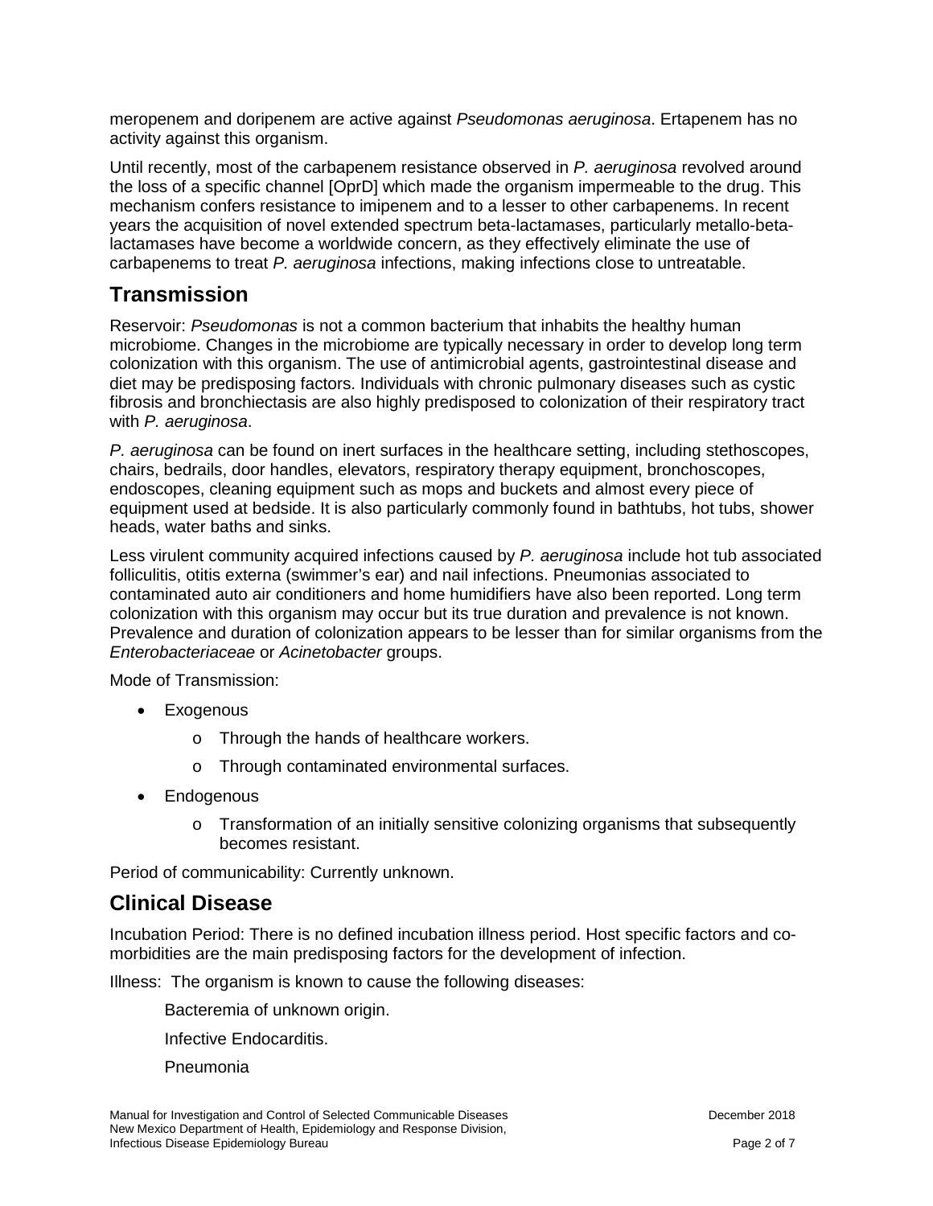meropenem and doripenem are active against *Pseudomonas aeruginosa*. Ertapenem has no activity against this organism.

Until recently, most of the carbapenem resistance observed in *P. aeruginosa* revolved around the loss of a specific channel [OprD] which made the organism impermeable to the drug. This mechanism confers resistance to imipenem and to a lesser to other carbapenems. In recent years the acquisition of novel extended spectrum beta-lactamases, particularly metallo-beta-lactamases have become a worldwide concern, as they effectively eliminate the use of carbapenems to treat *P. aeruginosa* infections, making infections close to untreatable.

## Transmission

Reservoir: *Pseudomonas* is not a common bacterium that inhabits the healthy human microbiome. Changes in the microbiome are typically necessary in order to develop long term colonization with this organism. The use of antimicrobial agents, gastrointestinal disease and diet may be predisposing factors. Individuals with chronic pulmonary diseases such as cystic fibrosis and bronchiectasis are also highly predisposed to colonization of their respiratory tract with *P. aeruginosa*.

*P. aeruginosa* can be found on inert surfaces in the healthcare setting, including stethoscopes, chairs, bedrails, door handles, elevators, respiratory therapy equipment, bronchoscopes, endoscopes, cleaning equipment such as mops and buckets and almost every piece of equipment used at bedside. It is also particularly commonly found in bathtubs, hot tubs, shower heads, water baths and sinks.

Less virulent community acquired infections caused by *P. aeruginosa* include hot tub associated folliculitis, otitis externa (swimmer's ear) and nail infections. Pneumonias associated to contaminated auto air conditioners and home humidifiers have also been reported. Long term colonization with this organism may occur but its true duration and prevalence is not known. Prevalence and duration of colonization appears to be lesser than for similar organisms from the *Enterobacteriaceae* or *Acinetobacter* groups.

Mode of Transmission:

- Exogenous
  - Through the hands of healthcare workers.
  - Through contaminated environmental surfaces.
- Endogenous
  - Transformation of an initially sensitive colonizing organisms that subsequently becomes resistant.

Period of communicability: Currently unknown.

## Clinical Disease

Incubation Period: There is no defined incubation illness period. Host specific factors and co-morbidities are the main predisposing factors for the development of infection.

Illness: The organism is known to cause the following diseases:

Bacteremia of unknown origin.

Infective Endocarditis.

Pneumonia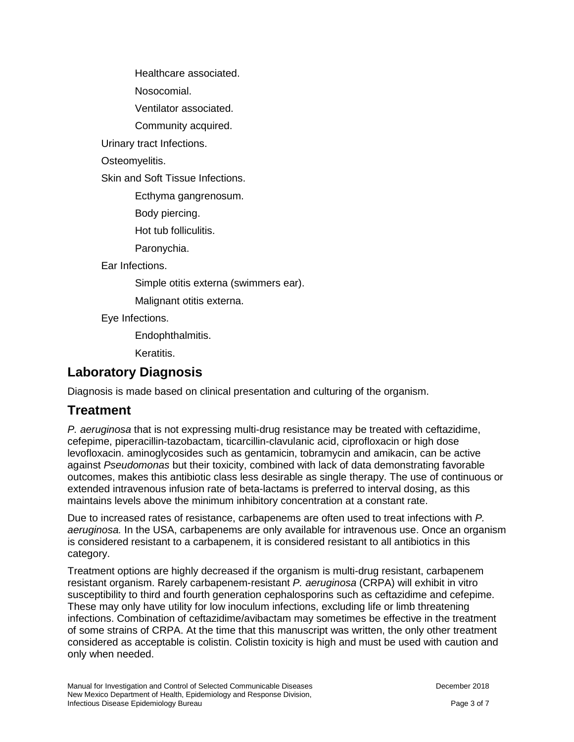- Healthcare associated.
- Nosocomial.
- Ventilator associated.
- Community acquired.

- Urinary tract Infections.
- Osteomyelitis.
- Skin and Soft Tissue Infections.
  - Ecthyma gangrenosum.
  - Body piercing.
  - Hot tub folliculitis.
  - Paronychia.
- Ear Infections.
  - Simple otitis externa (swimmers ear).
  - Malignant otitis externa.
- Eye Infections.
  - Endophthalmitis.
  - Keratitis.

## Laboratory Diagnosis

Diagnosis is made based on clinical presentation and culturing of the organism.

## Treatment

*P. aeruginosa* that is not expressing multi-drug resistance may be treated with ceftazidime, cefepime, piperacillin-tazobactam, ticarcillin-clavulanic acid, ciprofloxacin or high dose levofloxacin. aminoglycosides such as gentamicin, tobramycin and amikacin, can be active against *Pseudomonas* but their toxicity, combined with lack of data demonstrating favorable outcomes, makes this antibiotic class less desirable as single therapy. The use of continuous or extended intravenous infusion rate of beta-lactams is preferred to interval dosing, as this maintains levels above the minimum inhibitory concentration at a constant rate.

Due to increased rates of resistance, carbapenems are often used to treat infections with *P. aeruginosa.* In the USA, carbapenems are only available for intravenous use. Once an organism is considered resistant to a carbapenem, it is considered resistant to all antibiotics in this category.

Treatment options are highly decreased if the organism is multi-drug resistant, carbapenem resistant organism. Rarely carbapenem-resistant *P. aeruginosa* (CRPA) will exhibit in vitro susceptibility to third and fourth generation cephalosporins such as ceftazidime and cefepime. These may only have utility for low inoculum infections, excluding life or limb threatening infections. Combination of ceftazidime/avibactam may sometimes be effective in the treatment of some strains of CRPA. At the time that this manuscript was written, the only other treatment considered as acceptable is colistin. Colistin toxicity is high and must be used with caution and only when needed.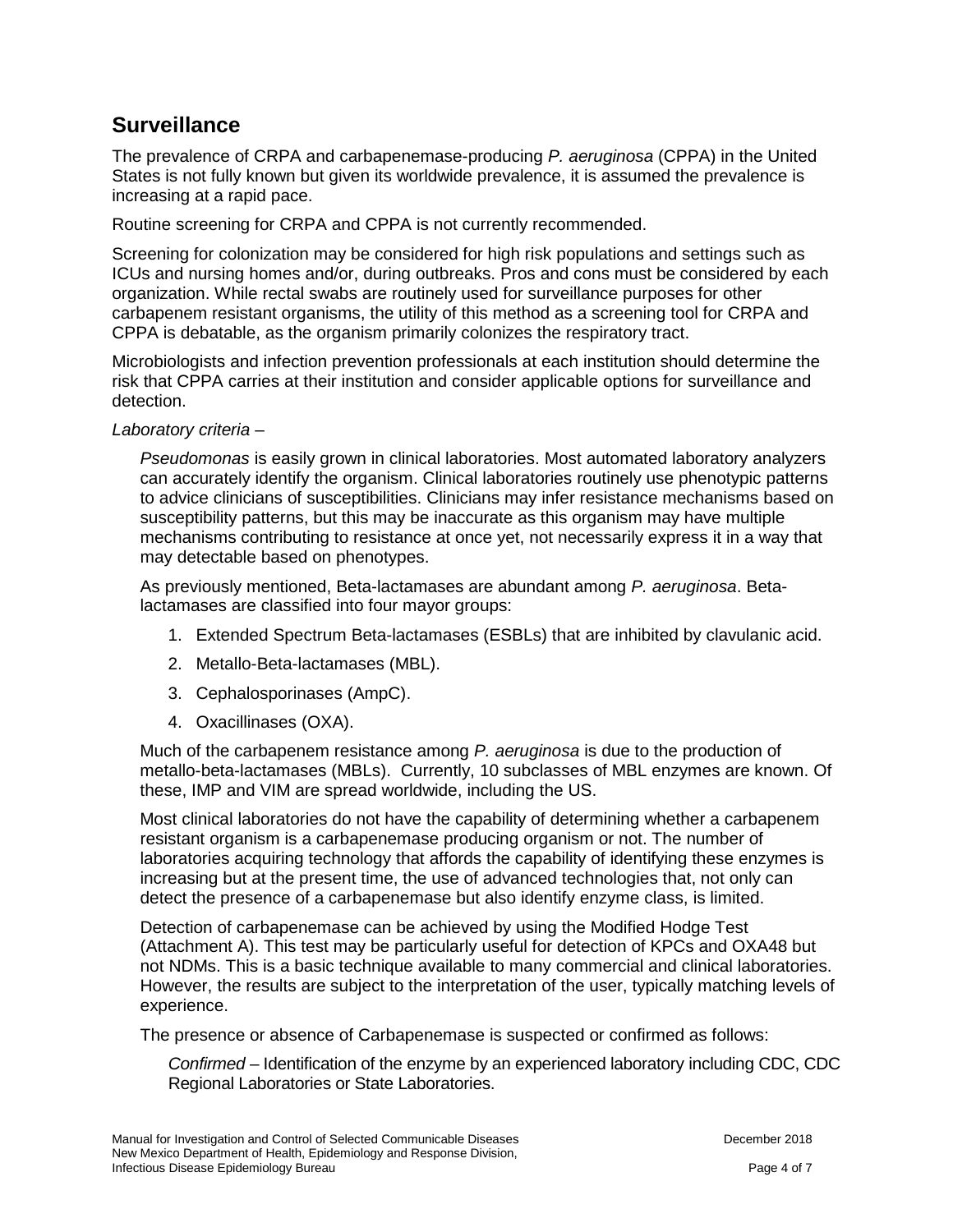## Surveillance

The prevalence of CRPA and carbapenemase-producing *P. aeruginosa* (CPPA) in the United States is not fully known but given its worldwide prevalence, it is assumed the prevalence is increasing at a rapid pace.

Routine screening for CRPA and CPPA is not currently recommended.

Screening for colonization may be considered for high risk populations and settings such as ICUs and nursing homes and/or, during outbreaks. Pros and cons must be considered by each organization. While rectal swabs are routinely used for surveillance purposes for other carbapenem resistant organisms, the utility of this method as a screening tool for CRPA and CPPA is debatable, as the organism primarily colonizes the respiratory tract.

Microbiologists and infection prevention professionals at each institution should determine the risk that CPPA carries at their institution and consider applicable options for surveillance and detection.

*Laboratory criteria* –

*Pseudomonas* is easily grown in clinical laboratories. Most automated laboratory analyzers can accurately identify the organism. Clinical laboratories routinely use phenotypic patterns to advice clinicians of susceptibilities. Clinicians may infer resistance mechanisms based on susceptibility patterns, but this may be inaccurate as this organism may have multiple mechanisms contributing to resistance at once yet, not necessarily express it in a way that may detectable based on phenotypes.

As previously mentioned, Beta-lactamases are abundant among *P. aeruginosa*. Beta-lactamases are classified into four mayor groups:

1. Extended Spectrum Beta-lactamases (ESBLs) that are inhibited by clavulanic acid.
2. Metallo-Beta-lactamases (MBL).
3. Cephalosporinases (AmpC).
4. Oxacillinases (OXA).

Much of the carbapenem resistance among *P. aeruginosa* is due to the production of metallo-beta-lactamases (MBLs). Currently, 10 subclasses of MBL enzymes are known. Of these, IMP and VIM are spread worldwide, including the US.

Most clinical laboratories do not have the capability of determining whether a carbapenem resistant organism is a carbapenemase producing organism or not. The number of laboratories acquiring technology that affords the capability of identifying these enzymes is increasing but at the present time, the use of advanced technologies that, not only can detect the presence of a carbapenemase but also identify enzyme class, is limited.

Detection of carbapenemase can be achieved by using the Modified Hodge Test (Attachment A). This test may be particularly useful for detection of KPCs and OXA48 but not NDMs. This is a basic technique available to many commercial and clinical laboratories. However, the results are subject to the interpretation of the user, typically matching levels of experience.

The presence or absence of Carbapenemase is suspected or confirmed as follows:

*Confirmed* – Identification of the enzyme by an experienced laboratory including CDC, CDC Regional Laboratories or State Laboratories.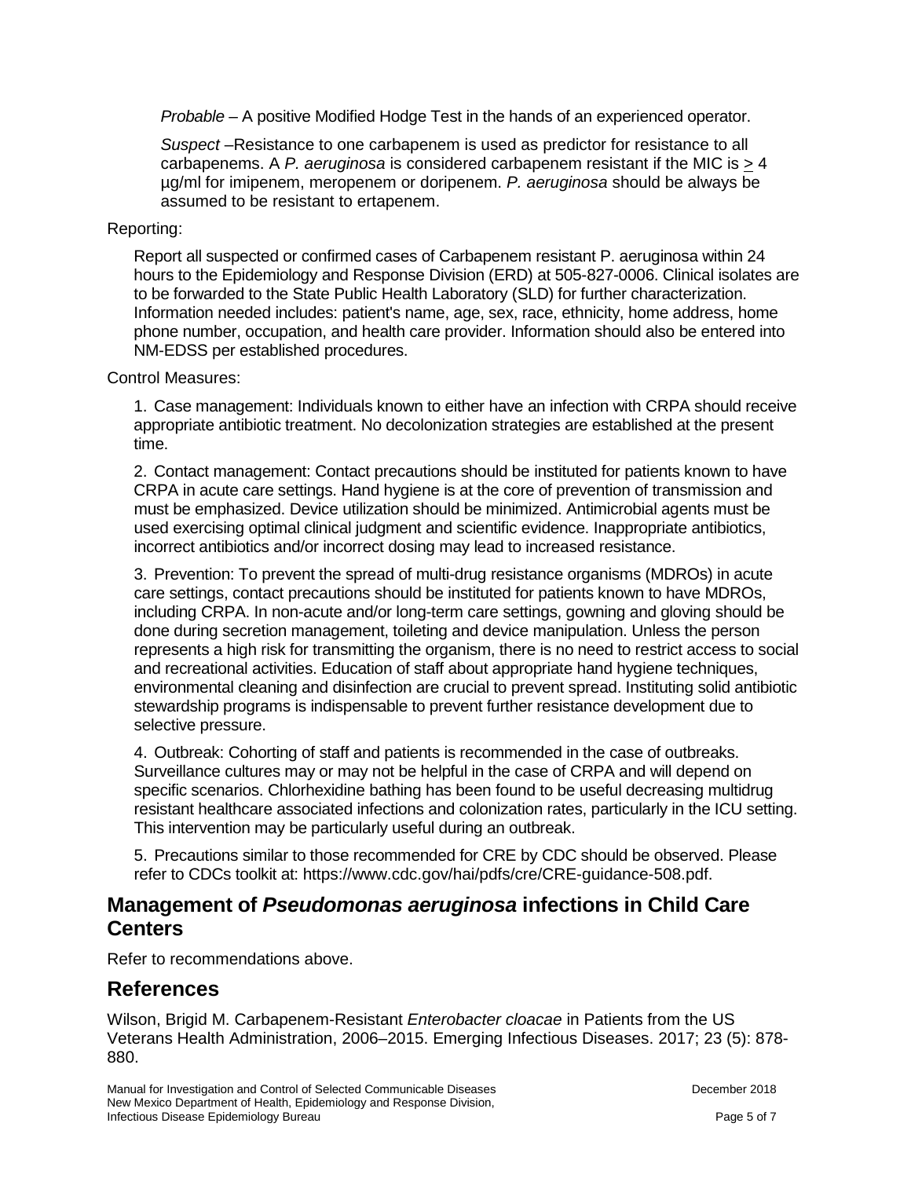*Probable* – A positive Modified Hodge Test in the hands of an experienced operator.

*Suspect* –Resistance to one carbapenem is used as predictor for resistance to all carbapenems. A *P. aeruginosa* is considered carbapenem resistant if the MIC is $\geq$ 4 µg/ml for imipenem, meropenem or doripenem. *P. aeruginosa* should be always be assumed to be resistant to ertapenem.

Reporting:

Report all suspected or confirmed cases of Carbapenem resistant P. aeruginosa within 24 hours to the Epidemiology and Response Division (ERD) at 505-827-0006. Clinical isolates are to be forwarded to the State Public Health Laboratory (SLD) for further characterization. Information needed includes: patient's name, age, sex, race, ethnicity, home address, home phone number, occupation, and health care provider. Information should also be entered into NM-EDSS per established procedures.

Control Measures:

1. Case management: Individuals known to either have an infection with CRPA should receive appropriate antibiotic treatment. No decolonization strategies are established at the present time.

2. Contact management: Contact precautions should be instituted for patients known to have CRPA in acute care settings. Hand hygiene is at the core of prevention of transmission and must be emphasized. Device utilization should be minimized. Antimicrobial agents must be used exercising optimal clinical judgment and scientific evidence. Inappropriate antibiotics, incorrect antibiotics and/or incorrect dosing may lead to increased resistance.

3. Prevention: To prevent the spread of multi-drug resistance organisms (MDROs) in acute care settings, contact precautions should be instituted for patients known to have MDROs, including CRPA. In non-acute and/or long-term care settings, gowning and gloving should be done during secretion management, toileting and device manipulation. Unless the person represents a high risk for transmitting the organism, there is no need to restrict access to social and recreational activities. Education of staff about appropriate hand hygiene techniques, environmental cleaning and disinfection are crucial to prevent spread. Instituting solid antibiotic stewardship programs is indispensable to prevent further resistance development due to selective pressure.

4. Outbreak: Cohorting of staff and patients is recommended in the case of outbreaks. Surveillance cultures may or may not be helpful in the case of CRPA and will depend on specific scenarios. Chlorhexidine bathing has been found to be useful decreasing multidrug resistant healthcare associated infections and colonization rates, particularly in the ICU setting. This intervention may be particularly useful during an outbreak.

5. Precautions similar to those recommended for CRE by CDC should be observed. Please refer to CDCs toolkit at: https://www.cdc.gov/hai/pdfs/cre/CRE-guidance-508.pdf.

## Management of *Pseudomonas aeruginosa* infections in Child Care Centers

Refer to recommendations above.

## References

Wilson, Brigid M. Carbapenem-Resistant *Enterobacter cloacae* in Patients from the US Veterans Health Administration, 2006–2015. Emerging Infectious Diseases. 2017; 23 (5): 878-880.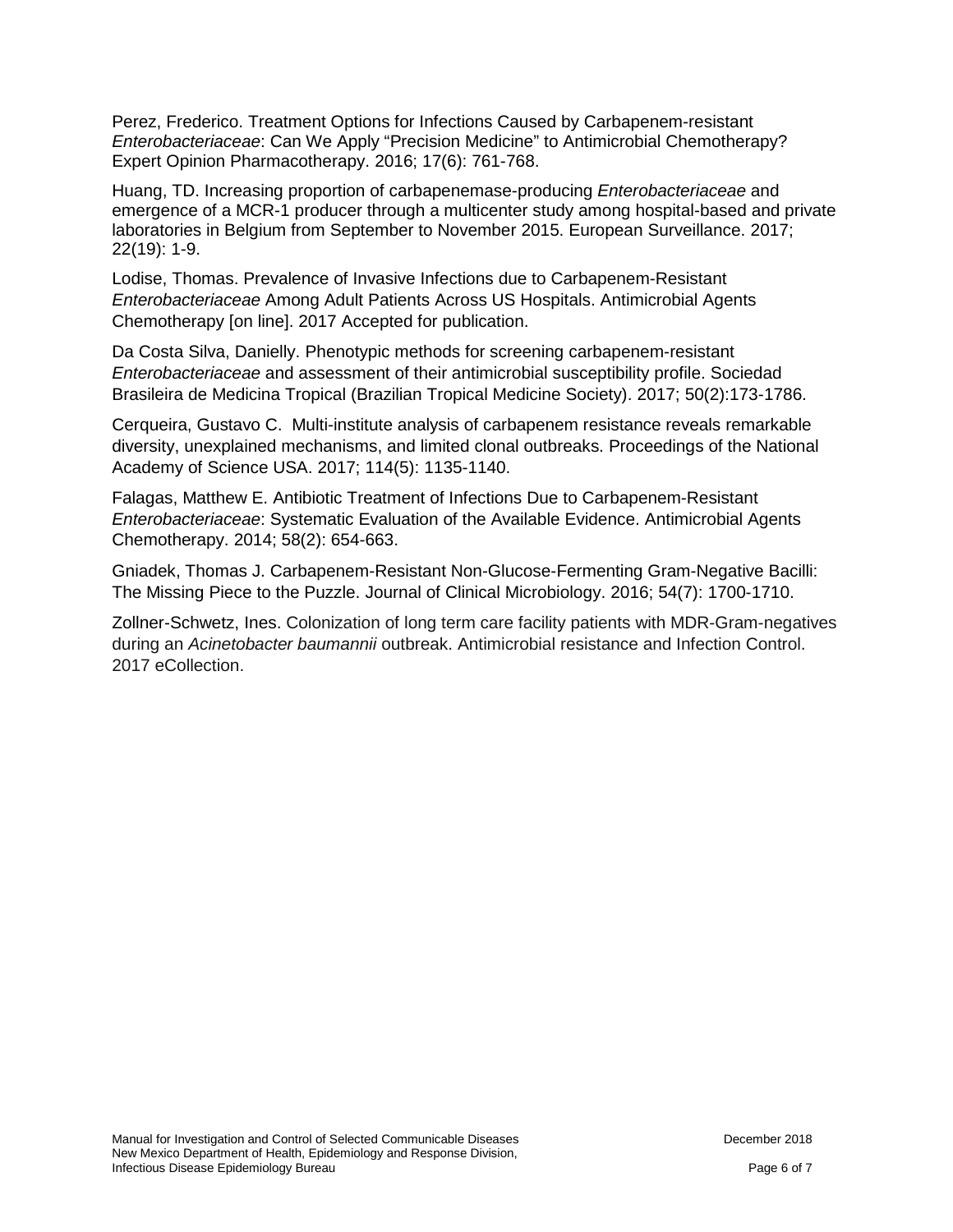Perez, Frederico. Treatment Options for Infections Caused by Carbapenem-resistant *Enterobacteriaceae*: Can We Apply "Precision Medicine" to Antimicrobial Chemotherapy? Expert Opinion Pharmacotherapy. 2016; 17(6): 761-768.

Huang, TD. Increasing proportion of carbapenemase-producing *Enterobacteriaceae* and emergence of a MCR-1 producer through a multicenter study among hospital-based and private laboratories in Belgium from September to November 2015. European Surveillance. 2017; 22(19): 1-9.

Lodise, Thomas. Prevalence of Invasive Infections due to Carbapenem-Resistant *Enterobacteriaceae* Among Adult Patients Across US Hospitals. Antimicrobial Agents Chemotherapy [on line]. 2017 Accepted for publication.

Da Costa Silva, Danielly. Phenotypic methods for screening carbapenem-resistant *Enterobacteriaceae* and assessment of their antimicrobial susceptibility profile. Sociedad Brasileira de Medicina Tropical (Brazilian Tropical Medicine Society). 2017; 50(2):173-1786.

Cerqueira, Gustavo C. Multi-institute analysis of carbapenem resistance reveals remarkable diversity, unexplained mechanisms, and limited clonal outbreaks. Proceedings of the National Academy of Science USA. 2017; 114(5): 1135-1140.

Falagas, Matthew E. Antibiotic Treatment of Infections Due to Carbapenem-Resistant *Enterobacteriaceae*: Systematic Evaluation of the Available Evidence. Antimicrobial Agents Chemotherapy. 2014; 58(2): 654-663.

Gniadek, Thomas J. Carbapenem-Resistant Non-Glucose-Fermenting Gram-Negative Bacilli: The Missing Piece to the Puzzle. Journal of Clinical Microbiology. 2016; 54(7): 1700-1710.

Zollner-Schwetz, Ines. Colonization of long term care facility patients with MDR-Gram-negatives during an *Acinetobacter baumannii* outbreak. Antimicrobial resistance and Infection Control. 2017 eCollection.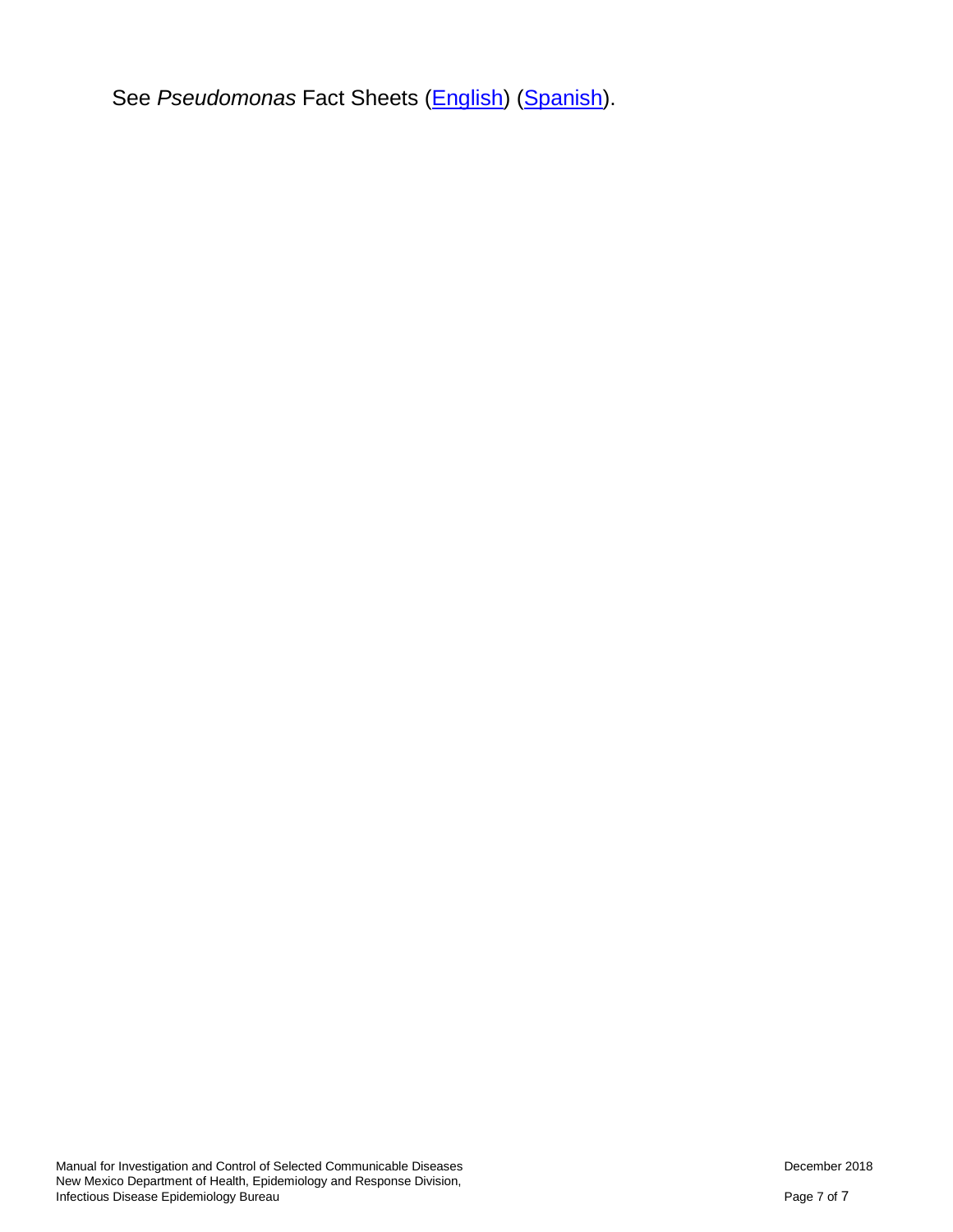See *Pseudomonas* Fact Sheets (English) (Spanish).